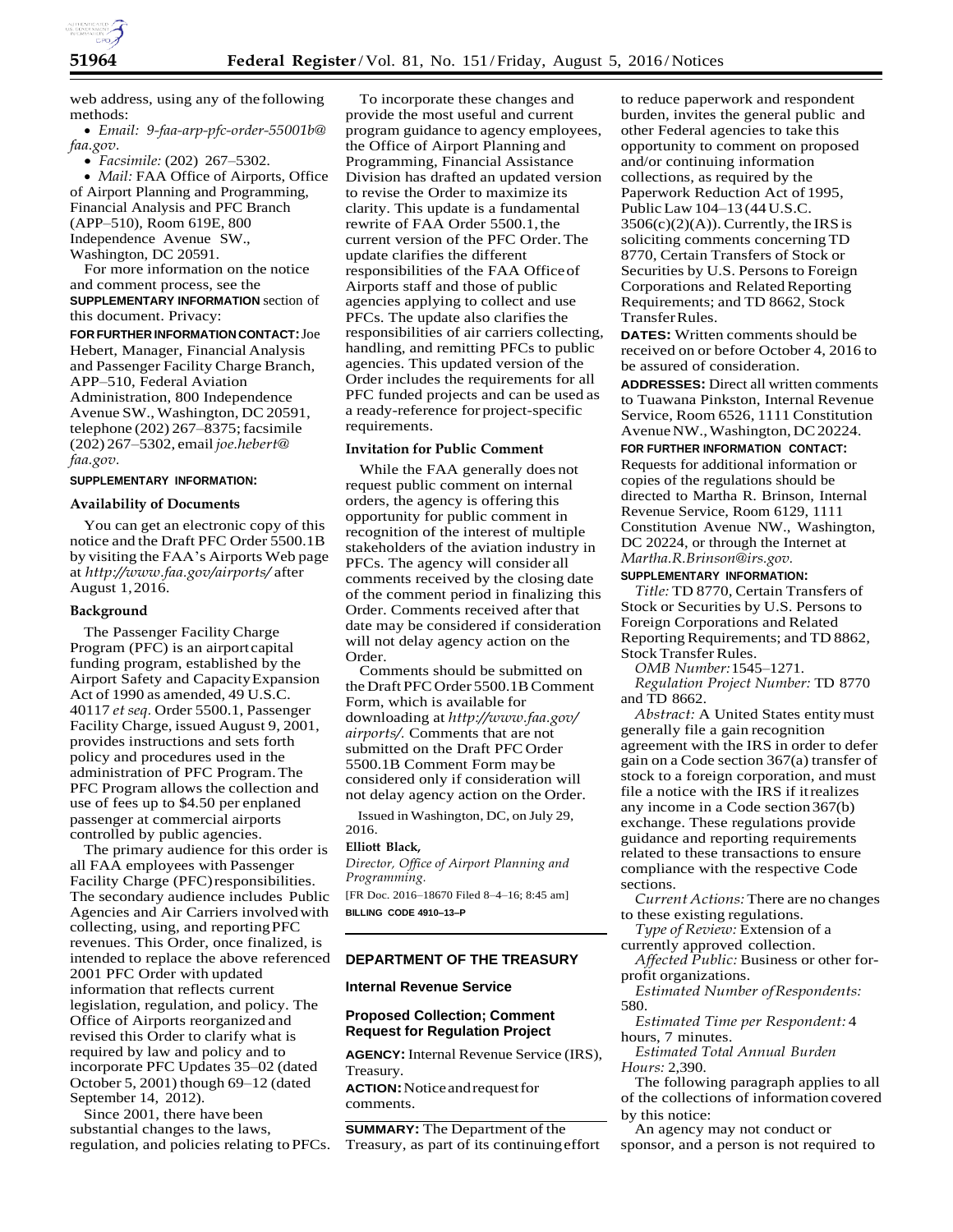web address, using any of the following methods:

- *Email: 9-faa-arp-pfc-order-55001b@faa.gov.*
- *Facsimile:* (202) 267–5302.
- *Mail:* FAA Office of Airports, Office of Airport Planning and Programming, Financial Analysis and PFC Branch (APP–510), Room 619E, 800 Independence Avenue SW., Washington, DC 20591.

For more information on the notice and comment process, see the **SUPPLEMENTARY INFORMATION** section of this document. Privacy:

**FOR FURTHER INFORMATION CONTACT:** Joe Hebert, Manager, Financial Analysis and Passenger Facility Charge Branch, APP–510, Federal Aviation Administration, 800 Independence Avenue SW., Washington, DC 20591, telephone (202) 267–8375; facsimile (202) 267–5302, email *joe.hebert@faa.gov.*

**SUPPLEMENTARY INFORMATION:**

## Availability of Documents

You can get an electronic copy of this notice and the Draft PFC Order 5500.1B by visiting the FAA's Airports Web page at *http://www.faa.gov/airports/* after August 1, 2016.

## Background

The Passenger Facility Charge Program (PFC) is an airport capital funding program, established by the Airport Safety and Capacity Expansion Act of 1990 as amended, 49 U.S.C. 40117 *et seq*. Order 5500.1, Passenger Facility Charge, issued August 9, 2001, provides instructions and sets forth policy and procedures used in the administration of PFC Program. The PFC Program allows the collection and use of fees up to $4.50 per enplaned passenger at commercial airports controlled by public agencies.

The primary audience for this order is all FAA employees with Passenger Facility Charge (PFC) responsibilities. The secondary audience includes Public Agencies and Air Carriers involved with collecting, using, and reporting PFC revenues. This Order, once finalized, is intended to replace the above referenced 2001 PFC Order with updated information that reflects current legislation, regulation, and policy. The Office of Airports reorganized and revised this Order to clarify what is required by law and policy and to incorporate PFC Updates 35–02 (dated October 5, 2001) though 69–12 (dated September 14, 2012).

Since 2001, there have been substantial changes to the laws, regulation, and policies relating to PFCs. To incorporate these changes and provide the most useful and current program guidance to agency employees, the Office of Airport Planning and Programming, Financial Assistance Division has drafted an updated version to revise the Order to maximize its clarity. This update is a fundamental rewrite of FAA Order 5500.1, the current version of the PFC Order. The update clarifies the different responsibilities of the FAA Office of Airports staff and those of public agencies applying to collect and use PFCs. The update also clarifies the responsibilities of air carriers collecting, handling, and remitting PFCs to public agencies. This updated version of the Order includes the requirements for all PFC funded projects and can be used as a ready-reference for project-specific requirements.

## Invitation for Public Comment

While the FAA generally does not request public comment on internal orders, the agency is offering this opportunity for public comment in recognition of the interest of multiple stakeholders of the aviation industry in PFCs. The agency will consider all comments received by the closing date of the comment period in finalizing this Order. Comments received after that date may be considered if consideration will not delay agency action on the Order.

Comments should be submitted on the Draft PFC Order 5500.1B Comment Form, which is available for downloading at *http://www.faa.gov/airports/.* Comments that are not submitted on the Draft PFC Order 5500.1B Comment Form may be considered only if consideration will not delay agency action on the Order.

Issued in Washington, DC, on July 29, 2016.

**Elliott Black,**

*Director, Office of Airport Planning and Programming.*

[FR Doc. 2016–18670 Filed 8–4–16; 8:45 am]

**BILLING CODE 4910–13–P**

# DEPARTMENT OF THE TREASURY

## Internal Revenue Service

## Proposed Collection; Comment Request for Regulation Project

**AGENCY:** Internal Revenue Service (IRS), Treasury.

**ACTION:** Notice and request for comments.

**SUMMARY:** The Department of the Treasury, as part of its continuing effort to reduce paperwork and respondent burden, invites the general public and other Federal agencies to take this opportunity to comment on proposed and/or continuing information collections, as required by the Paperwork Reduction Act of 1995, Public Law 104–13 (44 U.S.C. 3506(c)(2)(A)). Currently, the IRS is soliciting comments concerning TD 8770, Certain Transfers of Stock or Securities by U.S. Persons to Foreign Corporations and Related Reporting Requirements; and TD 8662, Stock Transfer Rules.

**DATES:** Written comments should be received on or before October 4, 2016 to be assured of consideration.

**ADDRESSES:** Direct all written comments to Tuawana Pinkston, Internal Revenue Service, Room 6526, 1111 Constitution Avenue NW., Washington, DC 20224.

**FOR FURTHER INFORMATION CONTACT:** Requests for additional information or copies of the regulations should be directed to Martha R. Brinson, Internal Revenue Service, Room 6129, 1111 Constitution Avenue NW., Washington, DC 20224, or through the Internet at *Martha.R.Brinson@irs.gov.*

**SUPPLEMENTARY INFORMATION:**

*Title:* TD 8770, Certain Transfers of Stock or Securities by U.S. Persons to Foreign Corporations and Related Reporting Requirements; and TD 8862, Stock Transfer Rules.

*OMB Number:* 1545–1271.

*Regulation Project Number:* TD 8770 and TD 8662.

*Abstract:* A United States entity must generally file a gain recognition agreement with the IRS in order to defer gain on a Code section 367(a) transfer of stock to a foreign corporation, and must file a notice with the IRS if it realizes any income in a Code section 367(b) exchange. These regulations provide guidance and reporting requirements related to these transactions to ensure compliance with the respective Code sections.

*Current Actions:* There are no changes to these existing regulations.

*Type of Review:* Extension of a currently approved collection.

*Affected Public:* Business or other for-profit organizations.

*Estimated Number of Respondents:* 580.

*Estimated Time per Respondent:* 4 hours, 7 minutes.

*Estimated Total Annual Burden Hours:* 2,390.

The following paragraph applies to all of the collections of information covered by this notice:

An agency may not conduct or sponsor, and a person is not required to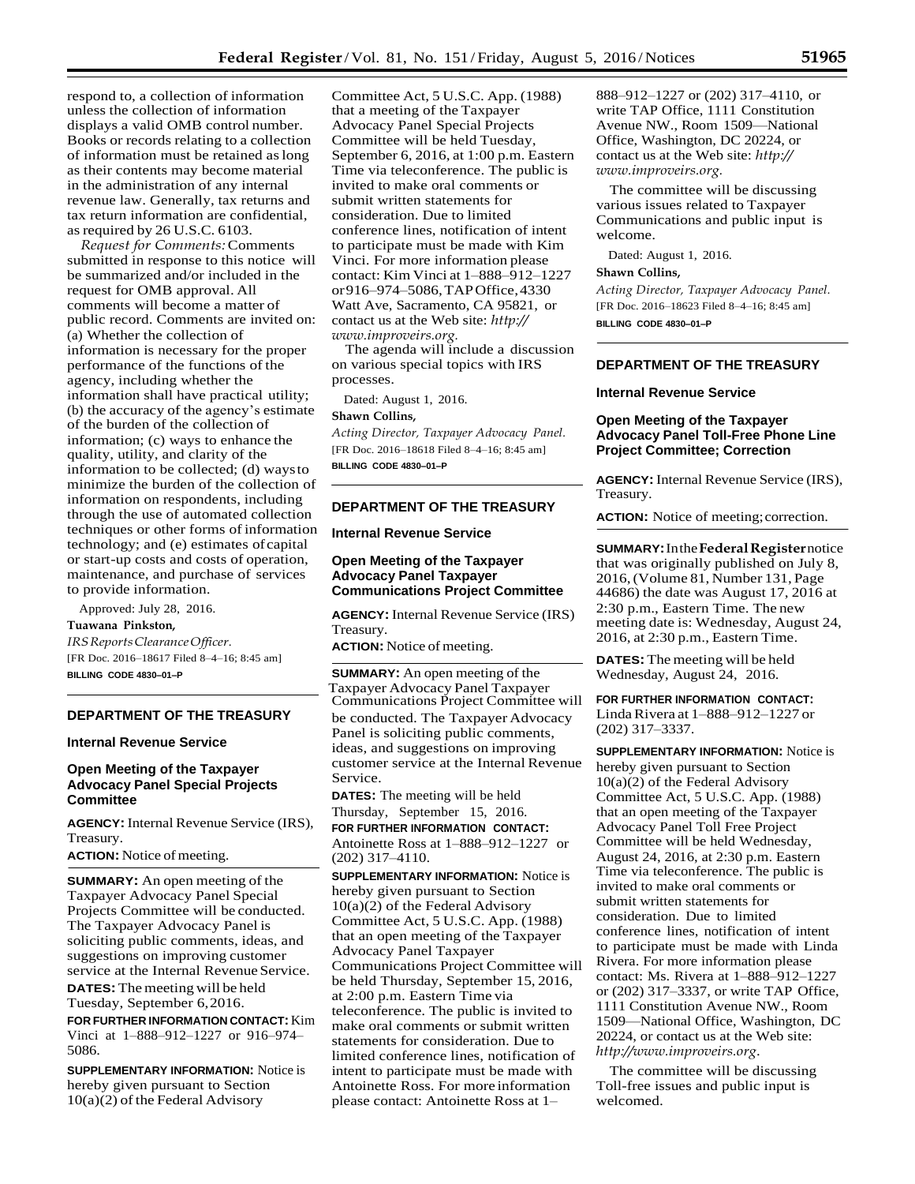respond to, a collection of information unless the collection of information displays a valid OMB control number. Books or records relating to a collection of information must be retained as long as their contents may become material in the administration of any internal revenue law. Generally, tax returns and tax return information are confidential, as required by 26 U.S.C. 6103.

*Request for Comments:* Comments submitted in response to this notice will be summarized and/or included in the request for OMB approval. All comments will become a matter of public record. Comments are invited on: (a) Whether the collection of information is necessary for the proper performance of the functions of the agency, including whether the information shall have practical utility; (b) the accuracy of the agency's estimate of the burden of the collection of information; (c) ways to enhance the quality, utility, and clarity of the information to be collected; (d) ways to minimize the burden of the collection of information on respondents, including through the use of automated collection techniques or other forms of information technology; and (e) estimates of capital or start-up costs and costs of operation, maintenance, and purchase of services to provide information.

Approved: July 28, 2016.

**Tuawana Pinkston,**

*IRS Reports Clearance Officer.*

[FR Doc. 2016–18617 Filed 8–4–16; 8:45 am]

**BILLING CODE 4830–01–P**

## DEPARTMENT OF THE TREASURY

### Internal Revenue Service

### Open Meeting of the Taxpayer Advocacy Panel Special Projects Committee

**AGENCY:** Internal Revenue Service (IRS), Treasury.

**ACTION:** Notice of meeting.

**SUMMARY:** An open meeting of the Taxpayer Advocacy Panel Special Projects Committee will be conducted. The Taxpayer Advocacy Panel is soliciting public comments, ideas, and suggestions on improving customer service at the Internal Revenue Service.

**DATES:** The meeting will be held Tuesday, September 6, 2016.

**FOR FURTHER INFORMATION CONTACT:** Kim Vinci at 1–888–912–1227 or 916–974–5086.

**SUPPLEMENTARY INFORMATION:** Notice is hereby given pursuant to Section 10(a)(2) of the Federal Advisory Committee Act, 5 U.S.C. App. (1988) that a meeting of the Taxpayer Advocacy Panel Special Projects Committee will be held Tuesday, September 6, 2016, at 1:00 p.m. Eastern Time via teleconference. The public is invited to make oral comments or submit written statements for consideration. Due to limited conference lines, notification of intent to participate must be made with Kim Vinci. For more information please contact: Kim Vinci at 1–888–912–1227 or 916–974–5086, TAP Office, 4330 Watt Ave, Sacramento, CA 95821, or contact us at the Web site: *http://www.improveirs.org.*

The agenda will include a discussion on various special topics with IRS processes.

Dated: August 1, 2016.

**Shawn Collins,**

*Acting Director, Taxpayer Advocacy Panel.*

[FR Doc. 2016–18618 Filed 8–4–16; 8:45 am]

**BILLING CODE 4830–01–P**

## DEPARTMENT OF THE TREASURY

### Internal Revenue Service

### Open Meeting of the Taxpayer Advocacy Panel Taxpayer Communications Project Committee

**AGENCY:** Internal Revenue Service (IRS) Treasury.

**ACTION:** Notice of meeting.

**SUMMARY:** An open meeting of the Taxpayer Advocacy Panel Taxpayer Communications Project Committee will be conducted. The Taxpayer Advocacy Panel is soliciting public comments, ideas, and suggestions on improving customer service at the Internal Revenue Service.

**DATES:** The meeting will be held Thursday, September 15, 2016.

**FOR FURTHER INFORMATION CONTACT:** Antoinette Ross at 1–888–912–1227 or (202) 317–4110.

**SUPPLEMENTARY INFORMATION:** Notice is hereby given pursuant to Section 10(a)(2) of the Federal Advisory Committee Act, 5 U.S.C. App. (1988) that an open meeting of the Taxpayer Advocacy Panel Taxpayer Communications Project Committee will be held Thursday, September 15, 2016, at 2:00 p.m. Eastern Time via teleconference. The public is invited to make oral comments or submit written statements for consideration. Due to limited conference lines, notification of intent to participate must be made with Antoinette Ross. For more information please contact: Antoinette Ross at 1–888–912–1227 or (202) 317–4110, or write TAP Office, 1111 Constitution Avenue NW., Room 1509—National Office, Washington, DC 20224, or contact us at the Web site: *http://www.improveirs.org.*

The committee will be discussing various issues related to Taxpayer Communications and public input is welcome.

Dated: August 1, 2016.

**Shawn Collins,**

*Acting Director, Taxpayer Advocacy Panel.*

[FR Doc. 2016–18623 Filed 8–4–16; 8:45 am]

**BILLING CODE 4830–01–P**

## DEPARTMENT OF THE TREASURY

### Internal Revenue Service

### Open Meeting of the Taxpayer Advocacy Panel Toll-Free Phone Line Project Committee; Correction

**AGENCY:** Internal Revenue Service (IRS), Treasury.

**ACTION:** Notice of meeting; correction.

**SUMMARY:** In the **Federal Register** notice that was originally published on July 8, 2016, (Volume 81, Number 131, Page 44686) the date was August 17, 2016 at 2:30 p.m., Eastern Time. The new meeting date is: Wednesday, August 24, 2016, at 2:30 p.m., Eastern Time.

**DATES:** The meeting will be held Wednesday, August 24, 2016.

**FOR FURTHER INFORMATION CONTACT:** Linda Rivera at 1–888–912–1227 or (202) 317–3337.

**SUPPLEMENTARY INFORMATION:** Notice is hereby given pursuant to Section 10(a)(2) of the Federal Advisory Committee Act, 5 U.S.C. App. (1988) that an open meeting of the Taxpayer Advocacy Panel Toll Free Project Committee will be held Wednesday, August 24, 2016, at 2:30 p.m. Eastern Time via teleconference. The public is invited to make oral comments or submit written statements for consideration. Due to limited conference lines, notification of intent to participate must be made with Linda Rivera. For more information please contact: Ms. Rivera at 1–888–912–1227 or (202) 317–3337, or write TAP Office, 1111 Constitution Avenue NW., Room 1509—National Office, Washington, DC 20224, or contact us at the Web site: *http://www.improveirs.org*.

The committee will be discussing Toll-free issues and public input is welcomed.